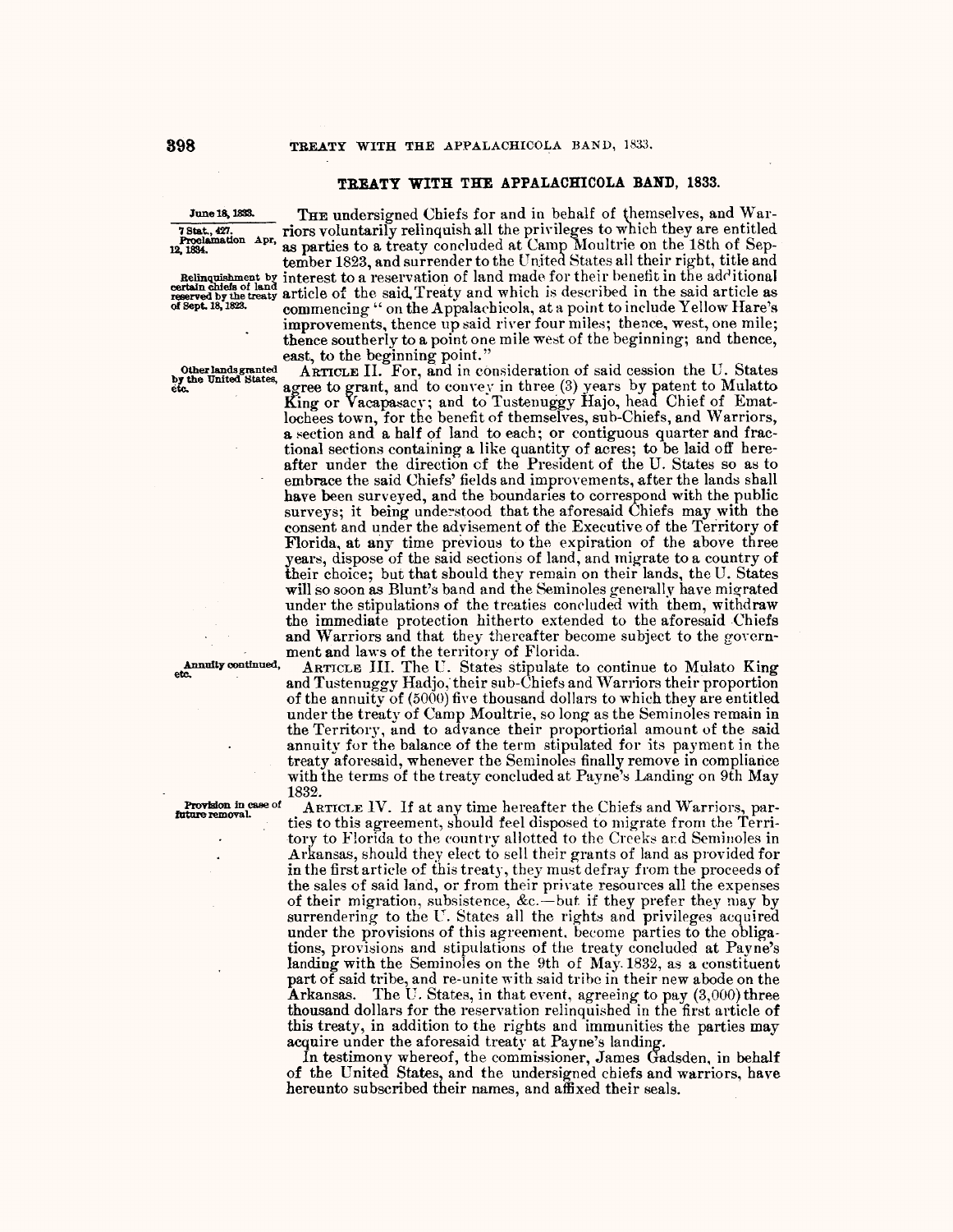## TREATY WITH THE APPALACHICOLA BAND, 1833.

June 18, 1833.

7 Stat., 427.
Proclamation Apr, 12, 1834.

THE undersigned Chiefs for and in behalf of themselves, and Warriors voluntarily relinquish all the privileges to which they are entitled as parties to a treaty concluded at Camp Moultrie on the 18th of September 1823, and surrender to the United States all their right, title and interest to a reservation of land made for their benefit in the additional article of the said Treaty and which is described in the said article as commencing "on the Appalachicola, at a point to include Yellow Hare's improvements, thence up said river four miles; thence, west, one mile; thence southerly to a point one mile west of the beginning; and thence, east, to the beginning point."

Relinquishment by certain chiefs of land reserved by the treaty of Sept. 18, 1823.

Other lands granted by the United States, etc.

ARTICLE II. For, and in consideration of said cession the U. States agree to grant, and to convey in three (3) years by patent to Mulatto King or Vacapasacy; and to Tustenuggy Hajo, head Chief of Ematlochees town, for the benefit of themselves, sub-Chiefs, and Warriors, a section and a half of land to each; or contiguous quarter and fractional sections containing a like quantity of acres; to be laid off hereafter under the direction of the President of the U. States so as to embrace the said Chiefs' fields and improvements, after the lands shall have been surveyed, and the boundaries to correspond with the public surveys; it being understood that the aforesaid Chiefs may with the consent and under the advisement of the Executive of the Territory of Florida, at any time previous to the expiration of the above three years, dispose of the said sections of land, and migrate to a country of their choice; but that should they remain on their lands, the U. States will so soon as Blunt's band and the Seminoles generally have migrated under the stipulations of the treaties concluded with them, withdraw the immediate protection hitherto extended to the aforesaid Chiefs and Warriors and that they thereafter become subject to the government and laws of the territory of Florida.

Annuity continued, etc.

ARTICLE III. The U. States stipulate to continue to Mulato King and Tustenuggy Hadjo, their sub-Chiefs and Warriors their proportion of the annuity of (5000) five thousand dollars to which they are entitled under the treaty of Camp Moultrie, so long as the Seminoles remain in the Territory, and to advance their proportional amount of the said annuity for the balance of the term stipulated for its payment in the treaty aforesaid, whenever the Seminoles finally remove in compliance with the terms of the treaty concluded at Payne's Landing on 9th May 1832.

Provision in case of future removal.

ARTICLE IV. If at any time hereafter the Chiefs and Warriors, parties to this agreement, should feel disposed to migrate from the Territory to Florida to the country allotted to the Creeks and Seminoles in Arkansas, should they elect to sell their grants of land as provided for in the first article of this treaty, they must defray from the proceeds of the sales of said land, or from their private resources all the expenses of their migration, subsistence, &c.—but if they prefer they may by surrendering to the U. States all the rights and privileges acquired under the provisions of this agreement, become parties to the obligations, provisions and stipulations of the treaty concluded at Payne's landing with the Seminoles on the 9th of May 1832, as a constituent part of said tribe, and re-unite with said tribe in their new abode on the Arkansas. The U. States, in that event, agreeing to pay (3,000) three thousand dollars for the reservation relinquished in the first article of this treaty, in addition to the rights and immunities the parties may acquire under the aforesaid treaty at Payne's landing.

In testimony whereof, the commissioner, James Gadsden, in behalf of the United States, and the undersigned chiefs and warriors, have hereunto subscribed their names, and affixed their seals.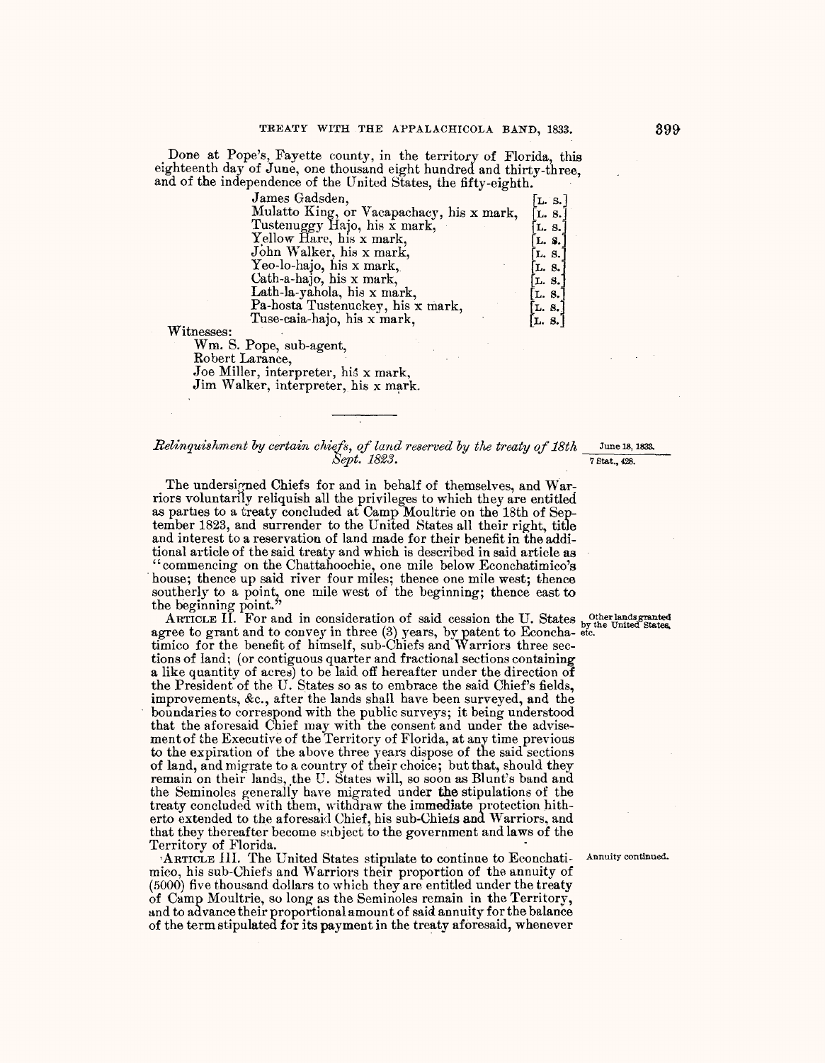Done at Pope's, Fayette county, in the territory of Florida, this eighteenth day of June, one thousand eight hundred and thirty-three, and of the independence of the United States, the fifty-eighth.

James Gadsden, [L. S.]
Mulatto King, or Vacapachacy, his x mark, [L. S.]
Tustenuggy Hajo, his x mark, [L. S.]
Yellow Hare, his x mark, [L. S.]
John Walker, his x mark, [L. S.]
Yeo-lo-hajo, his x mark, [L. S.]
Cath-a-hajo, his x mark, [L. S.]
Lath-la-yahola, his x mark, [L. S.]
Pa-hosta Tustenuckey, his x mark, [L. S.]
Tuse-caia-hajo, his x mark, [L. S.]

Witnesses:

Wm. S. Pope, sub-agent,
Robert Larance,
Joe Miller, interpreter, his x mark,
Jim Walker, interpreter, his x mark.

---

## *Relinquishment by certain chiefs, of land reserved by the treaty of 18th Sept. 1823.*

June 18, 1833.
7 Stat., 428.

The undersigned Chiefs for and in behalf of themselves, and Warriors voluntarily reliquish all the privileges to which they are entitled as parties to a treaty concluded at Camp Moultrie on the 18th of September 1823, and surrender to the United States all their right, title and interest to a reservation of land made for their benefit in the additional article of the said treaty and which is described in said article as "commencing on the Chattahoochie, one mile below Econchatimico's house; thence up said river four miles; thence one mile west; thence southerly to a point, one mile west of the beginning; thence east to the beginning point."

Other lands granted by the United States, etc.

ARTICLE II. For and in consideration of said cession the U. States agree to grant and to convey in three (3) years, by patent to Econchatimico for the benefit of himself, sub-Chiefs and Warriors three sections of land; (or contiguous quarter and fractional sections containing a like quantity of acres) to be laid off hereafter under the direction of the President of the U. States so as to embrace the said Chief's fields, improvements, &c., after the lands shall have been surveyed, and the boundaries to correspond with the public surveys; it being understood that the aforesaid Chief may with the consent and under the advisement of the Executive of the Territory of Florida, at any time previous to the expiration of the above three years dispose of the said sections of land, and migrate to a country of their choice; but that, should they remain on their lands, the U. States will, so soon as Blunt's band and the Seminoles generally have migrated under the stipulations of the treaty concluded with them, withdraw the immediate protection hitherto extended to the aforesaid Chief, his sub-Chiefs and Warriors, and that they thereafter become subject to the government and laws of the Territory of Florida.

Annuity continued.

ARTICLE III. The United States stipulate to continue to Econchatimico, his sub-Chiefs and Warriors their proportion of the annuity of (5000) five thousand dollars to which they are entitled under the treaty of Camp Moultrie, so long as the Seminoles remain in the Territory, and to advance their proportional amount of said annuity for the balance of the term stipulated for its payment in the treaty aforesaid, whenever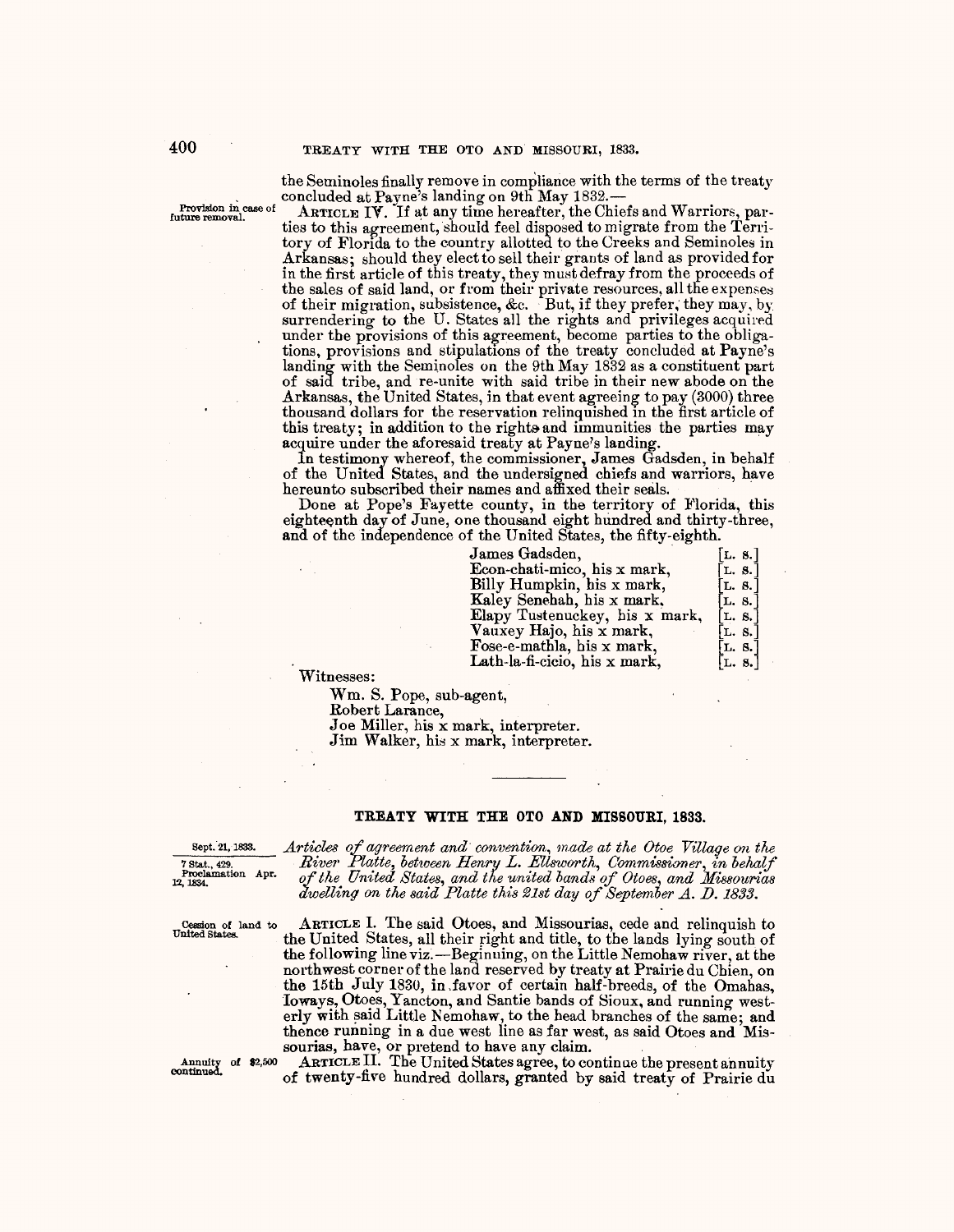the Seminoles finally remove in compliance with the terms of the treaty concluded at Payne's landing on 9th May 1832.—

Provision in case of future removal.

ARTICLE IV. If at any time hereafter, the Chiefs and Warriors, parties to this agreement, should feel disposed to migrate from the Territory of Florida to the country allotted to the Creeks and Seminoles in Arkansas; should they elect to sell their grants of land as provided for in the first article of this treaty, they must defray from the proceeds of the sales of said land, or from their private resources, all the expenses of their migration, subsistence, &c. But, if they prefer, they may, by surrendering to the U. States all the rights and privileges acquired under the provisions of this agreement, become parties to the obligations, provisions and stipulations of the treaty concluded at Payne's landing with the Seminoles on the 9th May 1832 as a constituent part of said tribe, and re-unite with said tribe in their new abode on the Arkansas, the United States, in that event agreeing to pay (3000) three thousand dollars for the reservation relinquished in the first article of this treaty; in addition to the rights and immunities the parties may acquire under the aforesaid treaty at Payne's landing.

In testimony whereof, the commissioner, James Gadsden, in behalf of the United States, and the undersigned chiefs and warriors, have hereunto subscribed their names and affixed their seals.

Done at Pope's Fayette county, in the territory of Florida, this eighteenth day of June, one thousand eight hundred and thirty-three, and of the independence of the United States, the fifty-eighth.

James Gadsden, [L. S.]
Econ-chati-mico, his x mark, [L. S.]
Billy Humpkin, his x mark, [L. S.]
Kaley Senehah, his x mark, [L. S.]
Elapy Tustenuckey, his x mark, [L. S.]
Vauxey Hajo, his x mark, [L. S.]
Fose-e-mathla, his x mark, [L. S.]
Lath-la-fi-cicio, his x mark, [L. S.]

Witnesses:

Wm. S. Pope, sub-agent,
Robert Larance,
Joe Miller, his x mark, interpreter.
Jim Walker, his x mark, interpreter.

---

## TREATY WITH THE OTO AND MISSOURI, 1833.

Sept. 21, 1833.

7 Stat., 429.
Proclamation Apr. 12, 1834.

*Articles of agreement and convention, made at the Otoe Village on the River Platte, between Henry L. Ellsworth, Commissioner, in behalf of the United States, and the united bands of Otoes, and Missourias dwelling on the said Platte this 21st day of September A. D. 1833.*

Cession of land to United States.

ARTICLE I. The said Otoes, and Missourias, cede and relinquish to the United States, all their right and title, to the lands lying south of the following line viz.—Beginning, on the Little Nemohaw river, at the northwest corner of the land reserved by treaty at Prairie du Chien, on the 15th July 1830, in favor of certain half-breeds, of the Omahas, Ioways, Otoes, Yancton, and Santie bands of Sioux, and running westerly with said Little Nemohaw, to the head branches of the same; and thence running in a due west line as far west, as said Otoes and Missourias, have, or pretend to have any claim.

Annuity of $2,500 continued.

ARTICLE II. The United States agree, to continue the present annuity of twenty-five hundred dollars, granted by said treaty of Prairie du